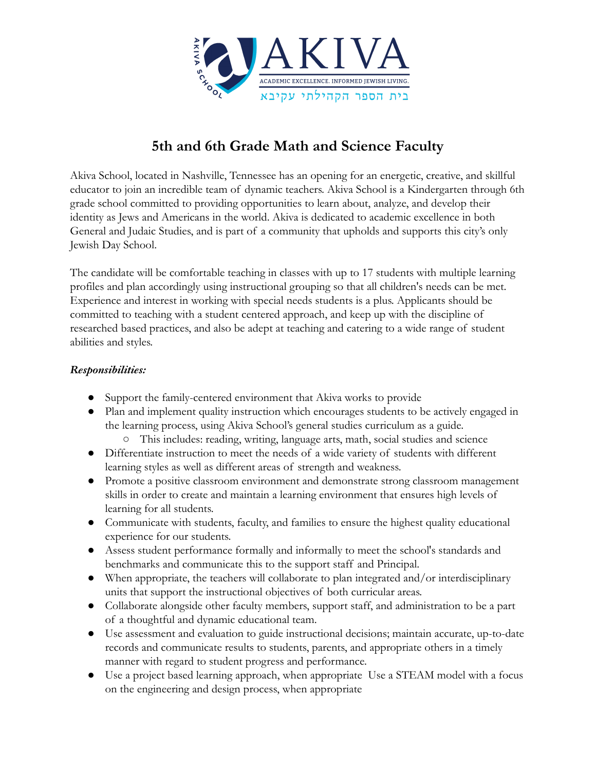AKIVA

ACADEMIC EXCELLENCE. INFORMED JEWISH LIVING.

בית הספר הקהילתי עקיבא

# 5th and 6th Grade Math and Science Faculty

Akiva School, located in Nashville, Tennessee has an opening for an energetic, creative, and skillful educator to join an incredible team of dynamic teachers. Akiva School is a Kindergarten through 6th grade school committed to providing opportunities to learn about, analyze, and develop their identity as Jews and Americans in the world. Akiva is dedicated to academic excellence in both General and Judaic Studies, and is part of a community that upholds and supports this city's only Jewish Day School.

The candidate will be comfortable teaching in classes with up to 17 students with multiple learning profiles and plan accordingly using instructional grouping so that all children's needs can be met. Experience and interest in working with special needs students is a plus. Applicants should be committed to teaching with a student centered approach, and keep up with the discipline of researched based practices, and also be adept at teaching and catering to a wide range of student abilities and styles.

***Responsibilities:***

- Support the family-centered environment that Akiva works to provide
- Plan and implement quality instruction which encourages students to be actively engaged in the learning process, using Akiva School's general studies curriculum as a guide.
    - This includes: reading, writing, language arts, math, social studies and science
- Differentiate instruction to meet the needs of a wide variety of students with different learning styles as well as different areas of strength and weakness.
- Promote a positive classroom environment and demonstrate strong classroom management skills in order to create and maintain a learning environment that ensures high levels of learning for all students.
- Communicate with students, faculty, and families to ensure the highest quality educational experience for our students.
- Assess student performance formally and informally to meet the school's standards and benchmarks and communicate this to the support staff and Principal.
- When appropriate, the teachers will collaborate to plan integrated and/or interdisciplinary units that support the instructional objectives of both curricular areas.
- Collaborate alongside other faculty members, support staff, and administration to be a part of a thoughtful and dynamic educational team.
- Use assessment and evaluation to guide instructional decisions; maintain accurate, up-to-date records and communicate results to students, parents, and appropriate others in a timely manner with regard to student progress and performance.
- Use a project based learning approach, when appropriate Use a STEAM model with a focus on the engineering and design process, when appropriate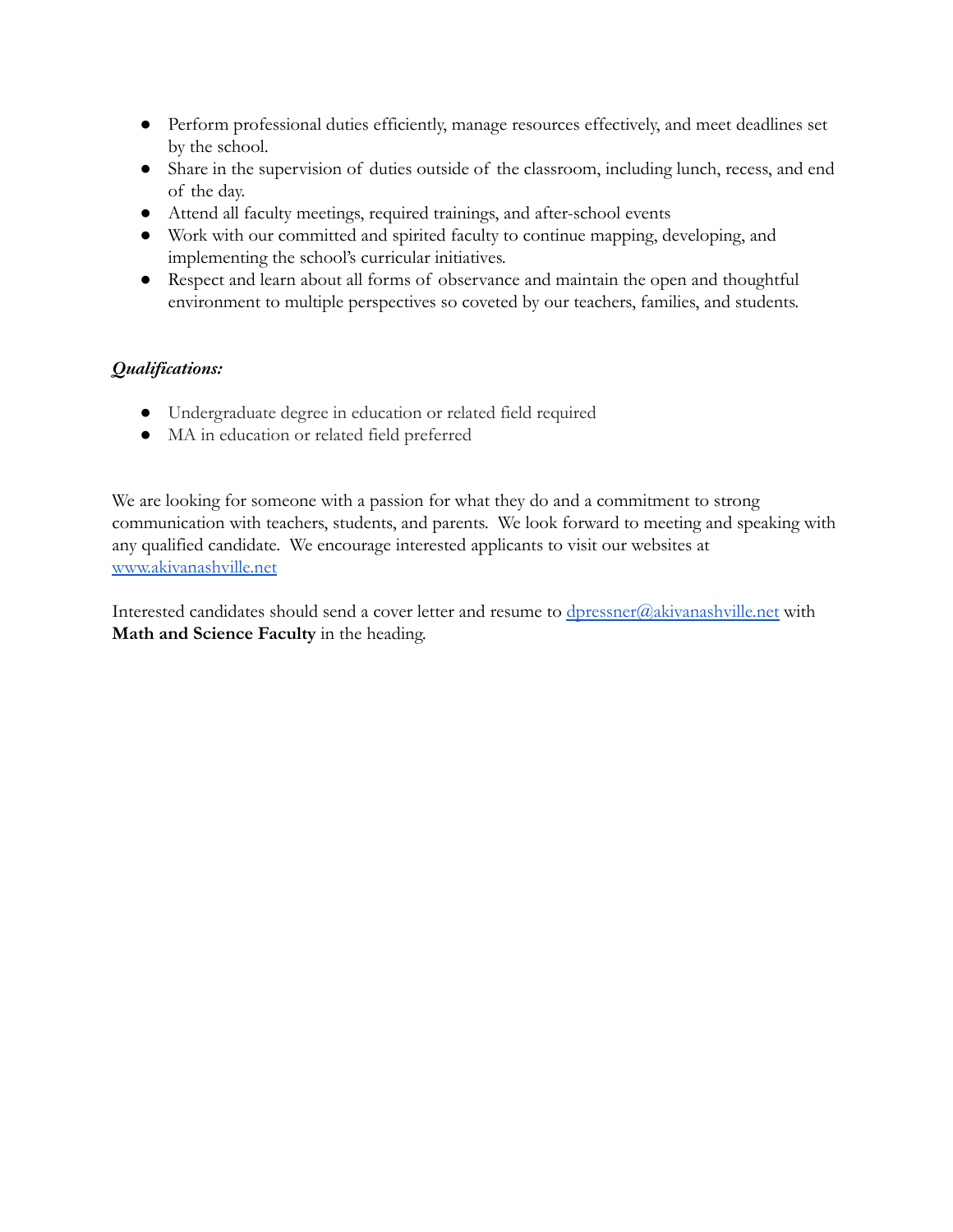- Perform professional duties efficiently, manage resources effectively, and meet deadlines set by the school.
- Share in the supervision of duties outside of the classroom, including lunch, recess, and end of the day.
- Attend all faculty meetings, required trainings, and after-school events
- Work with our committed and spirited faculty to continue mapping, developing, and implementing the school's curricular initiatives.
- Respect and learn about all forms of observance and maintain the open and thoughtful environment to multiple perspectives so coveted by our teachers, families, and students.

***Qualifications:***

- Undergraduate degree in education or related field required
- MA in education or related field preferred

We are looking for someone with a passion for what they do and a commitment to strong communication with teachers, students, and parents. We look forward to meeting and speaking with any qualified candidate. We encourage interested applicants to visit our websites at [www.akivanashville.net](http://www.akivanashville.net)

Interested candidates should send a cover letter and resume to [dpressner@akivanashville.net](mailto:dpressner@akivanashville.net) with **Math and Science Faculty** in the heading.